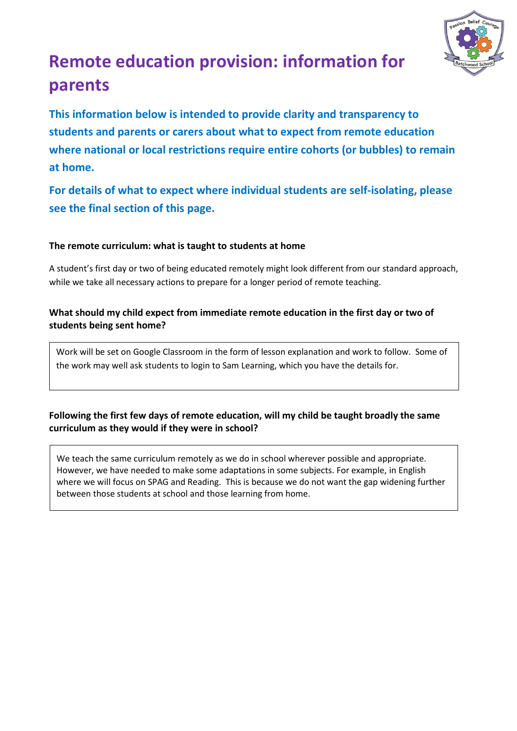# Remote education provision: information for parents

**This information below is intended to provide clarity and transparency to students and parents or carers about what to expect from remote education where national or local restrictions require entire cohorts (or bubbles) to remain at home.**

**For details of what to expect where individual students are self-isolating, please see the final section of this page.**

### The remote curriculum: what is taught to students at home

A student's first day or two of being educated remotely might look different from our standard approach, while we take all necessary actions to prepare for a longer period of remote teaching.

### What should my child expect from immediate remote education in the first day or two of students being sent home?

Work will be set on Google Classroom in the form of lesson explanation and work to follow. Some of the work may well ask students to login to Sam Learning, which you have the details for.

### Following the first few days of remote education, will my child be taught broadly the same curriculum as they would if they were in school?

We teach the same curriculum remotely as we do in school wherever possible and appropriate. However, we have needed to make some adaptations in some subjects. For example, in English where we will focus on SPAG and Reading. This is because we do not want the gap widening further between those students at school and those learning from home.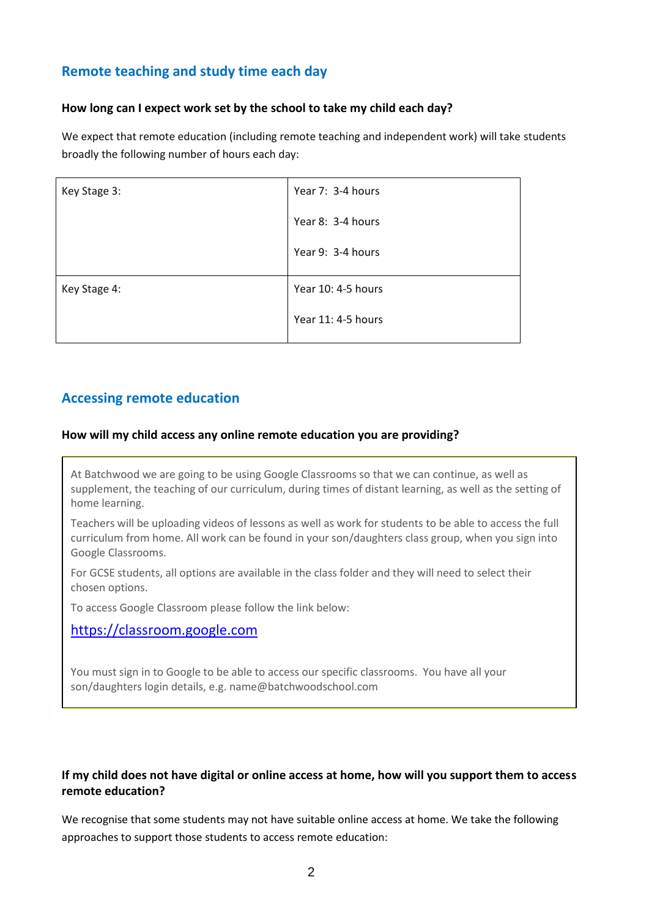## Remote teaching and study time each day

**How long can I expect work set by the school to take my child each day?**

We expect that remote education (including remote teaching and independent work) will take students broadly the following number of hours each day:

| | |
|---|---|
| Key Stage 3: | Year 7: 3-4 hours<br><br>Year 8: 3-4 hours<br><br>Year 9: 3-4 hours |
| Key Stage 4: | Year 10: 4-5 hours<br><br>Year 11: 4-5 hours |

## Accessing remote education

**How will my child access any online remote education you are providing?**

At Batchwood we are going to be using Google Classrooms so that we can continue, as well as supplement, the teaching of our curriculum, during times of distant learning, as well as the setting of home learning.

Teachers will be uploading videos of lessons as well as work for students to be able to access the full curriculum from home. All work can be found in your son/daughters class group, when you sign into Google Classrooms.

For GCSE students, all options are available in the class folder and they will need to select their chosen options.

To access Google Classroom please follow the link below:

https://classroom.google.com

You must sign in to Google to be able to access our specific classrooms. You have all your son/daughters login details, e.g. name@batchwoodschool.com

**If my child does not have digital or online access at home, how will you support them to access remote education?**

We recognise that some students may not have suitable online access at home. We take the following approaches to support those students to access remote education: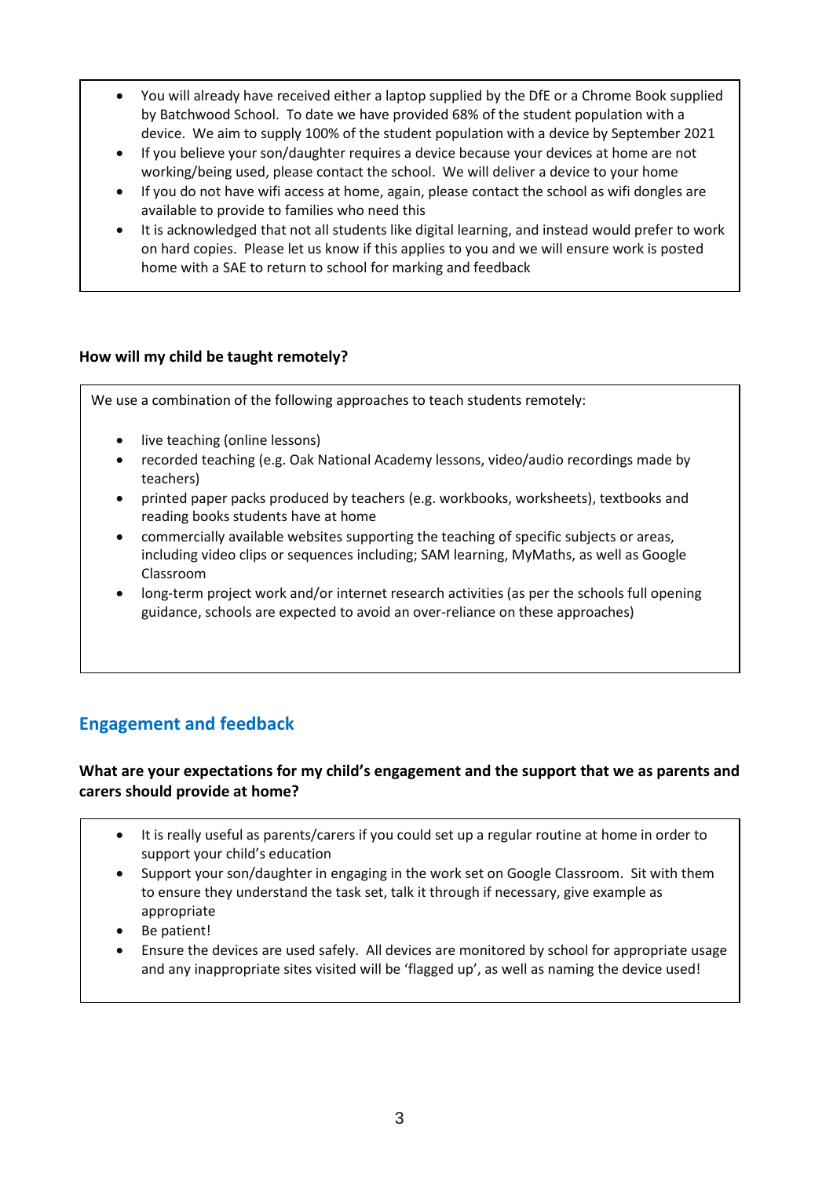- You will already have received either a laptop supplied by the DfE or a Chrome Book supplied by Batchwood School. To date we have provided 68% of the student population with a device. We aim to supply 100% of the student population with a device by September 2021
- If you believe your son/daughter requires a device because your devices at home are not working/being used, please contact the school. We will deliver a device to your home
- If you do not have wifi access at home, again, please contact the school as wifi dongles are available to provide to families who need this
- It is acknowledged that not all students like digital learning, and instead would prefer to work on hard copies. Please let us know if this applies to you and we will ensure work is posted home with a SAE to return to school for marking and feedback

**How will my child be taught remotely?**

We use a combination of the following approaches to teach students remotely:

- live teaching (online lessons)
- recorded teaching (e.g. Oak National Academy lessons, video/audio recordings made by teachers)
- printed paper packs produced by teachers (e.g. workbooks, worksheets), textbooks and reading books students have at home
- commercially available websites supporting the teaching of specific subjects or areas, including video clips or sequences including; SAM learning, MyMaths, as well as Google Classroom
- long-term project work and/or internet research activities (as per the schools full opening guidance, schools are expected to avoid an over-reliance on these approaches)

## Engagement and feedback

**What are your expectations for my child's engagement and the support that we as parents and carers should provide at home?**

- It is really useful as parents/carers if you could set up a regular routine at home in order to support your child's education
- Support your son/daughter in engaging in the work set on Google Classroom. Sit with them to ensure they understand the task set, talk it through if necessary, give example as appropriate
- Be patient!
- Ensure the devices are used safely. All devices are monitored by school for appropriate usage and any inappropriate sites visited will be 'flagged up', as well as naming the device used!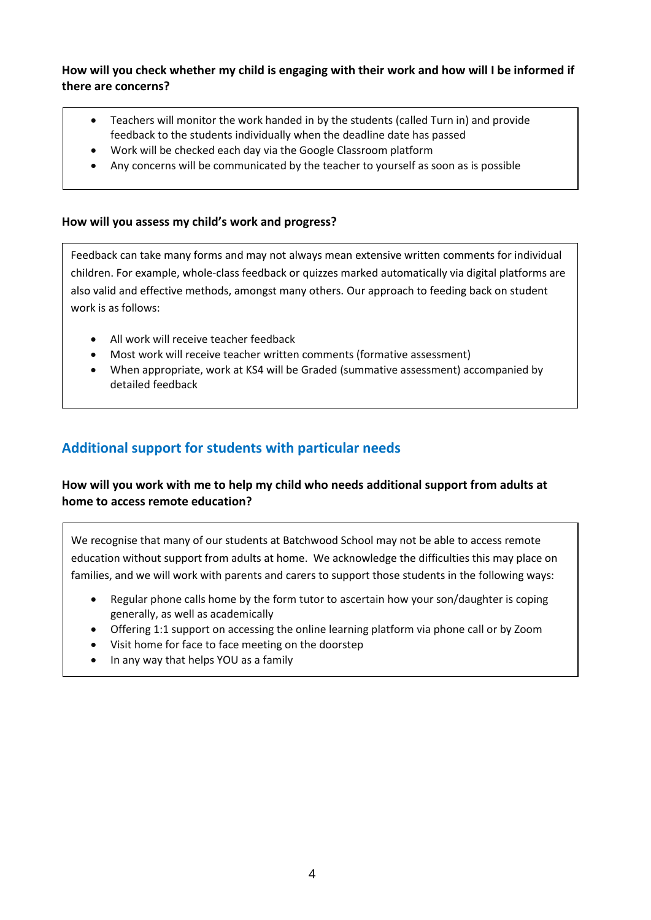**How will you check whether my child is engaging with their work and how will I be informed if there are concerns?**

- Teachers will monitor the work handed in by the students (called Turn in) and provide feedback to the students individually when the deadline date has passed
- Work will be checked each day via the Google Classroom platform
- Any concerns will be communicated by the teacher to yourself as soon as is possible

**How will you assess my child's work and progress?**

Feedback can take many forms and may not always mean extensive written comments for individual children. For example, whole-class feedback or quizzes marked automatically via digital platforms are also valid and effective methods, amongst many others. Our approach to feeding back on student work is as follows:

- All work will receive teacher feedback
- Most work will receive teacher written comments (formative assessment)
- When appropriate, work at KS4 will be Graded (summative assessment) accompanied by detailed feedback

## Additional support for students with particular needs

**How will you work with me to help my child who needs additional support from adults at home to access remote education?**

We recognise that many of our students at Batchwood School may not be able to access remote education without support from adults at home. We acknowledge the difficulties this may place on families, and we will work with parents and carers to support those students in the following ways:

- Regular phone calls home by the form tutor to ascertain how your son/daughter is coping generally, as well as academically
- Offering 1:1 support on accessing the online learning platform via phone call or by Zoom
- Visit home for face to face meeting on the doorstep
- In any way that helps YOU as a family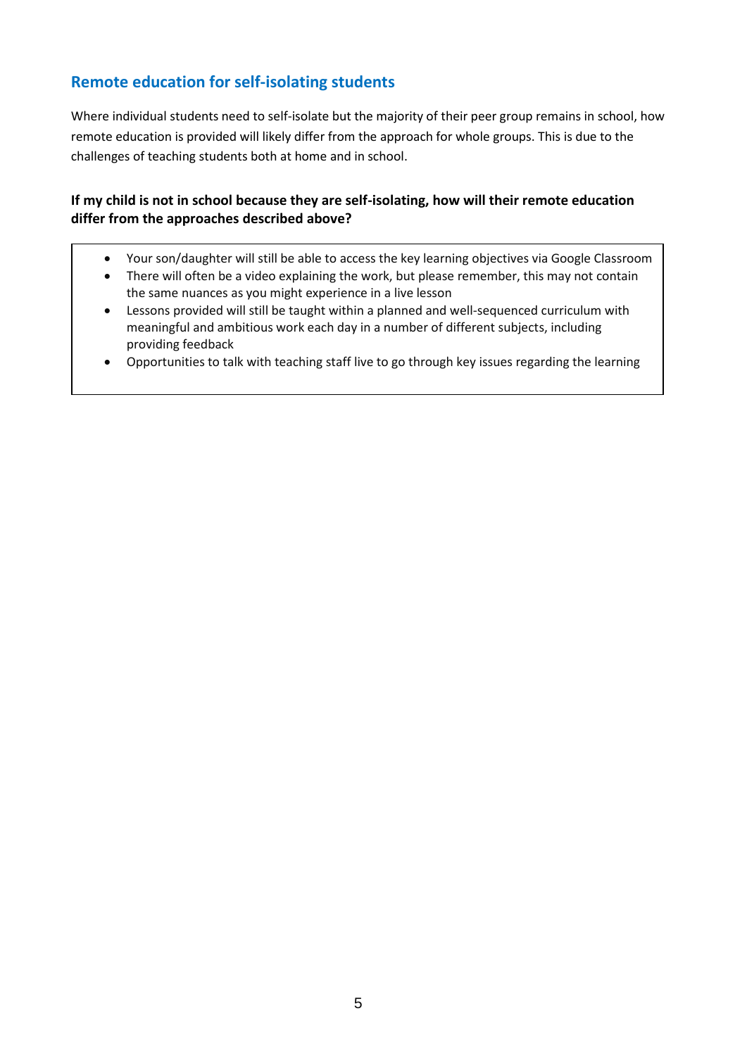## Remote education for self-isolating students

Where individual students need to self-isolate but the majority of their peer group remains in school, how remote education is provided will likely differ from the approach for whole groups. This is due to the challenges of teaching students both at home and in school.

**If my child is not in school because they are self-isolating, how will their remote education differ from the approaches described above?**

- Your son/daughter will still be able to access the key learning objectives via Google Classroom
- There will often be a video explaining the work, but please remember, this may not contain the same nuances as you might experience in a live lesson
- Lessons provided will still be taught within a planned and well-sequenced curriculum with meaningful and ambitious work each day in a number of different subjects, including providing feedback
- Opportunities to talk with teaching staff live to go through key issues regarding the learning